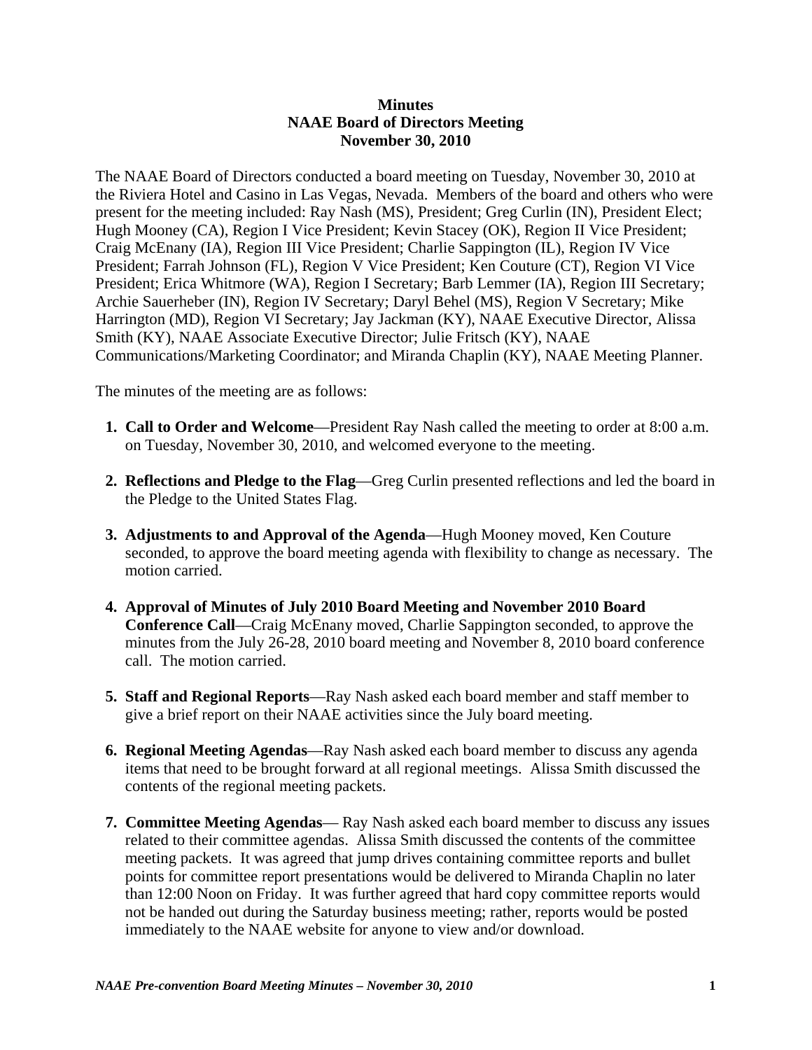**Minutes**
**NAAE Board of Directors Meeting**
**November 30, 2010**

The NAAE Board of Directors conducted a board meeting on Tuesday, November 30, 2010 at the Riviera Hotel and Casino in Las Vegas, Nevada. Members of the board and others who were present for the meeting included: Ray Nash (MS), President; Greg Curlin (IN), President Elect; Hugh Mooney (CA), Region I Vice President; Kevin Stacey (OK), Region II Vice President; Craig McEnany (IA), Region III Vice President; Charlie Sappington (IL), Region IV Vice President; Farrah Johnson (FL), Region V Vice President; Ken Couture (CT), Region VI Vice President; Erica Whitmore (WA), Region I Secretary; Barb Lemmer (IA), Region III Secretary; Archie Sauerheber (IN), Region IV Secretary; Daryl Behel (MS), Region V Secretary; Mike Harrington (MD), Region VI Secretary; Jay Jackman (KY), NAAE Executive Director, Alissa Smith (KY), NAAE Associate Executive Director; Julie Fritsch (KY), NAAE Communications/Marketing Coordinator; and Miranda Chaplin (KY), NAAE Meeting Planner.

The minutes of the meeting are as follows:

1. **Call to Order and Welcome**—President Ray Nash called the meeting to order at 8:00 a.m. on Tuesday, November 30, 2010, and welcomed everyone to the meeting.

2. **Reflections and Pledge to the Flag**—Greg Curlin presented reflections and led the board in the Pledge to the United States Flag.

3. **Adjustments to and Approval of the Agenda**—Hugh Mooney moved, Ken Couture seconded, to approve the board meeting agenda with flexibility to change as necessary. The motion carried.

4. **Approval of Minutes of July 2010 Board Meeting and November 2010 Board Conference Call**—Craig McEnany moved, Charlie Sappington seconded, to approve the minutes from the July 26-28, 2010 board meeting and November 8, 2010 board conference call. The motion carried.

5. **Staff and Regional Reports**—Ray Nash asked each board member and staff member to give a brief report on their NAAE activities since the July board meeting.

6. **Regional Meeting Agendas**—Ray Nash asked each board member to discuss any agenda items that need to be brought forward at all regional meetings. Alissa Smith discussed the contents of the regional meeting packets.

7. **Committee Meeting Agendas**— Ray Nash asked each board member to discuss any issues related to their committee agendas. Alissa Smith discussed the contents of the committee meeting packets. It was agreed that jump drives containing committee reports and bullet points for committee report presentations would be delivered to Miranda Chaplin no later than 12:00 Noon on Friday. It was further agreed that hard copy committee reports would not be handed out during the Saturday business meeting; rather, reports would be posted immediately to the NAAE website for anyone to view and/or download.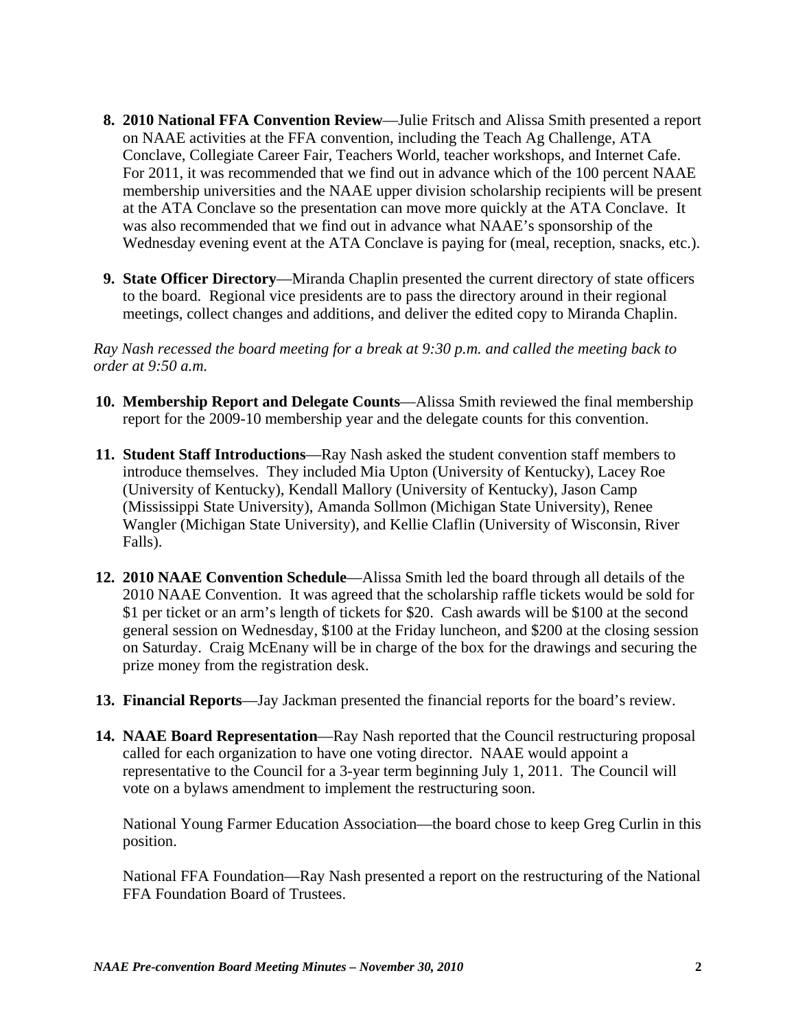8. **2010 National FFA Convention Review**—Julie Fritsch and Alissa Smith presented a report on NAAE activities at the FFA convention, including the Teach Ag Challenge, ATA Conclave, Collegiate Career Fair, Teachers World, teacher workshops, and Internet Cafe. For 2011, it was recommended that we find out in advance which of the 100 percent NAAE membership universities and the NAAE upper division scholarship recipients will be present at the ATA Conclave so the presentation can move more quickly at the ATA Conclave. It was also recommended that we find out in advance what NAAE's sponsorship of the Wednesday evening event at the ATA Conclave is paying for (meal, reception, snacks, etc.).

9. **State Officer Directory**—Miranda Chaplin presented the current directory of state officers to the board. Regional vice presidents are to pass the directory around in their regional meetings, collect changes and additions, and deliver the edited copy to Miranda Chaplin.

*Ray Nash recessed the board meeting for a break at 9:30 p.m. and called the meeting back to order at 9:50 a.m.*

10. **Membership Report and Delegate Counts**—Alissa Smith reviewed the final membership report for the 2009-10 membership year and the delegate counts for this convention.

11. **Student Staff Introductions**—Ray Nash asked the student convention staff members to introduce themselves. They included Mia Upton (University of Kentucky), Lacey Roe (University of Kentucky), Kendall Mallory (University of Kentucky), Jason Camp (Mississippi State University), Amanda Sollmon (Michigan State University), Renee Wangler (Michigan State University), and Kellie Claflin (University of Wisconsin, River Falls).

12. **2010 NAAE Convention Schedule**—Alissa Smith led the board through all details of the 2010 NAAE Convention. It was agreed that the scholarship raffle tickets would be sold for $1 per ticket or an arm's length of tickets for $20. Cash awards will be $100 at the second general session on Wednesday, $100 at the Friday luncheon, and $200 at the closing session on Saturday. Craig McEnany will be in charge of the box for the drawings and securing the prize money from the registration desk.

13. **Financial Reports**—Jay Jackman presented the financial reports for the board's review.

14. **NAAE Board Representation**—Ray Nash reported that the Council restructuring proposal called for each organization to have one voting director. NAAE would appoint a representative to the Council for a 3-year term beginning July 1, 2011. The Council will vote on a bylaws amendment to implement the restructuring soon.

    National Young Farmer Education Association—the board chose to keep Greg Curlin in this position.

    National FFA Foundation—Ray Nash presented a report on the restructuring of the National FFA Foundation Board of Trustees.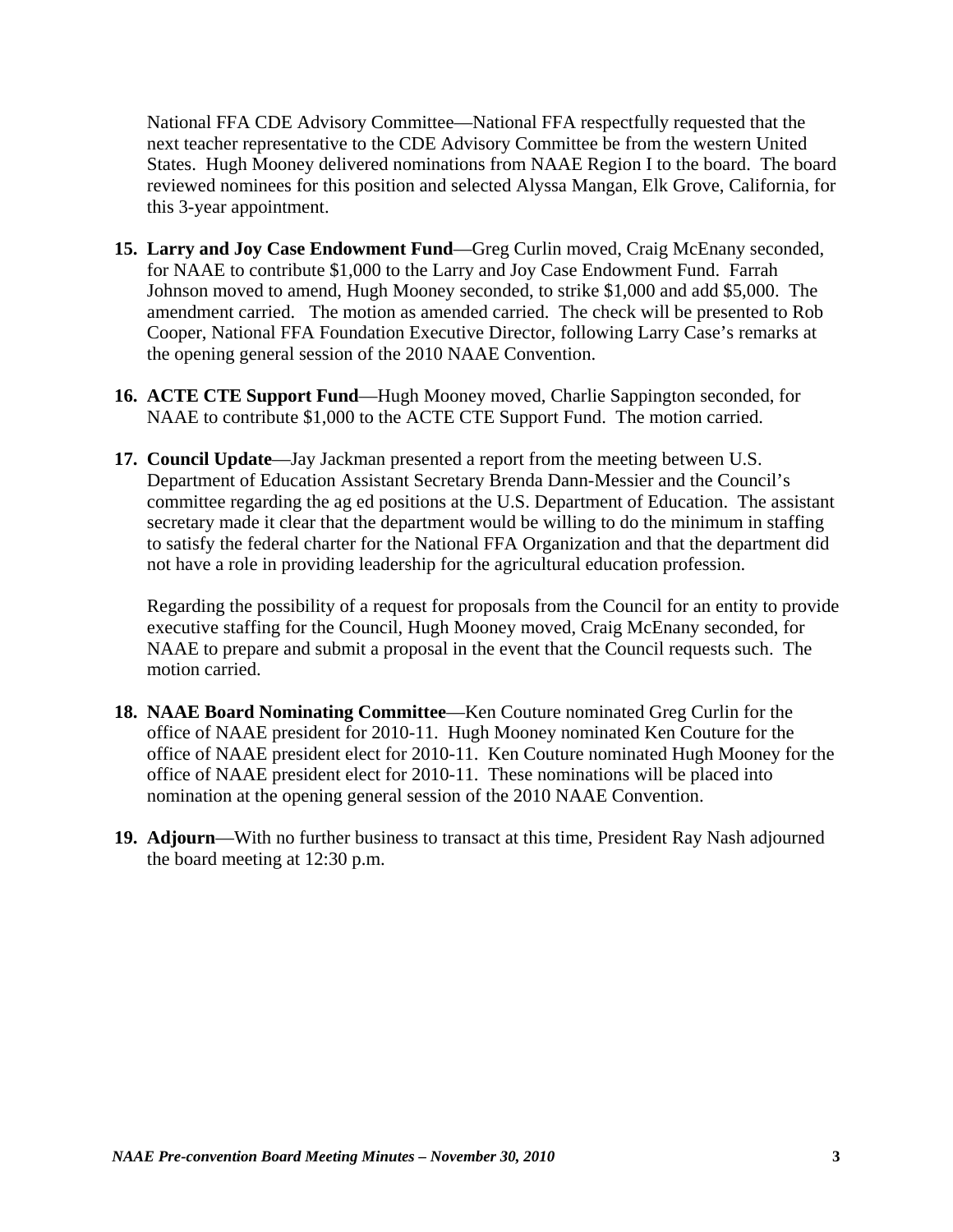National FFA CDE Advisory Committee—National FFA respectfully requested that the next teacher representative to the CDE Advisory Committee be from the western United States. Hugh Mooney delivered nominations from NAAE Region I to the board. The board reviewed nominees for this position and selected Alyssa Mangan, Elk Grove, California, for this 3-year appointment.

15. **Larry and Joy Case Endowment Fund**—Greg Curlin moved, Craig McEnany seconded, for NAAE to contribute $1,000 to the Larry and Joy Case Endowment Fund. Farrah Johnson moved to amend, Hugh Mooney seconded, to strike $1,000 and add $5,000. The amendment carried. The motion as amended carried. The check will be presented to Rob Cooper, National FFA Foundation Executive Director, following Larry Case's remarks at the opening general session of the 2010 NAAE Convention.

16. **ACTE CTE Support Fund**—Hugh Mooney moved, Charlie Sappington seconded, for NAAE to contribute $1,000 to the ACTE CTE Support Fund. The motion carried.

17. **Council Update**—Jay Jackman presented a report from the meeting between U.S. Department of Education Assistant Secretary Brenda Dann-Messier and the Council's committee regarding the ag ed positions at the U.S. Department of Education. The assistant secretary made it clear that the department would be willing to do the minimum in staffing to satisfy the federal charter for the National FFA Organization and that the department did not have a role in providing leadership for the agricultural education profession.

    Regarding the possibility of a request for proposals from the Council for an entity to provide executive staffing for the Council, Hugh Mooney moved, Craig McEnany seconded, for NAAE to prepare and submit a proposal in the event that the Council requests such. The motion carried.

18. **NAAE Board Nominating Committee**—Ken Couture nominated Greg Curlin for the office of NAAE president for 2010-11. Hugh Mooney nominated Ken Couture for the office of NAAE president elect for 2010-11. Ken Couture nominated Hugh Mooney for the office of NAAE president elect for 2010-11. These nominations will be placed into nomination at the opening general session of the 2010 NAAE Convention.

19. **Adjourn**—With no further business to transact at this time, President Ray Nash adjourned the board meeting at 12:30 p.m.